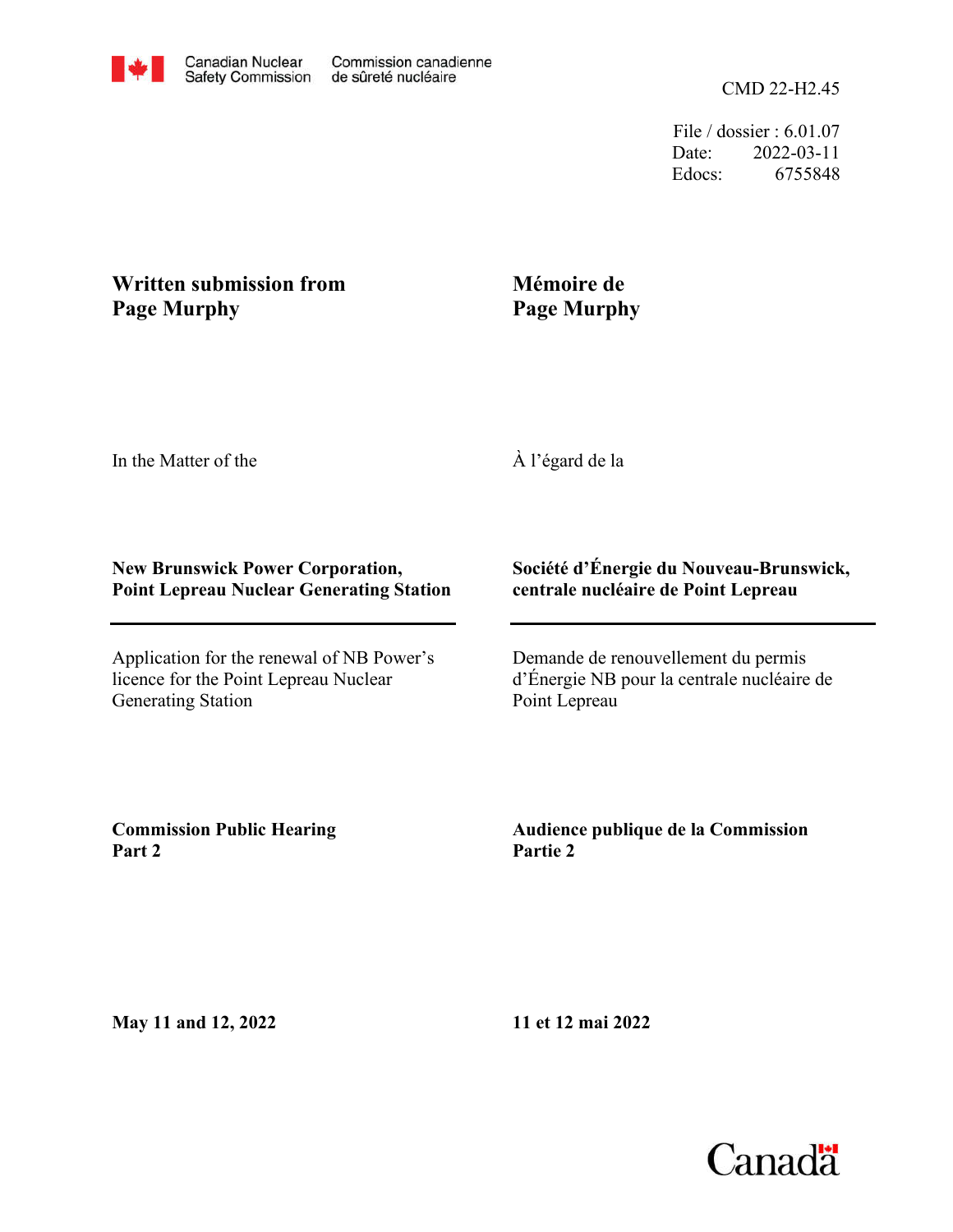Canadian Nuclear Safety Commission | Commission canadienne de sûreté nucléaire

CMD 22-H2.45

File / dossier : 6.01.07
Date: 2022-03-11
Edocs: 6755848

**Written submission from Page Murphy**

**Mémoire de Page Murphy**

In the Matter of the

À l'égard de la

**New Brunswick Power Corporation, Point Lepreau Nuclear Generating Station**

**Société d'Énergie du Nouveau-Brunswick, centrale nucléaire de Point Lepreau**

Application for the renewal of NB Power's licence for the Point Lepreau Nuclear Generating Station

Demande de renouvellement du permis d'Énergie NB pour la centrale nucléaire de Point Lepreau

**Commission Public Hearing Part 2**

**Audience publique de la Commission Partie 2**

**May 11 and 12, 2022**

**11 et 12 mai 2022**

Canada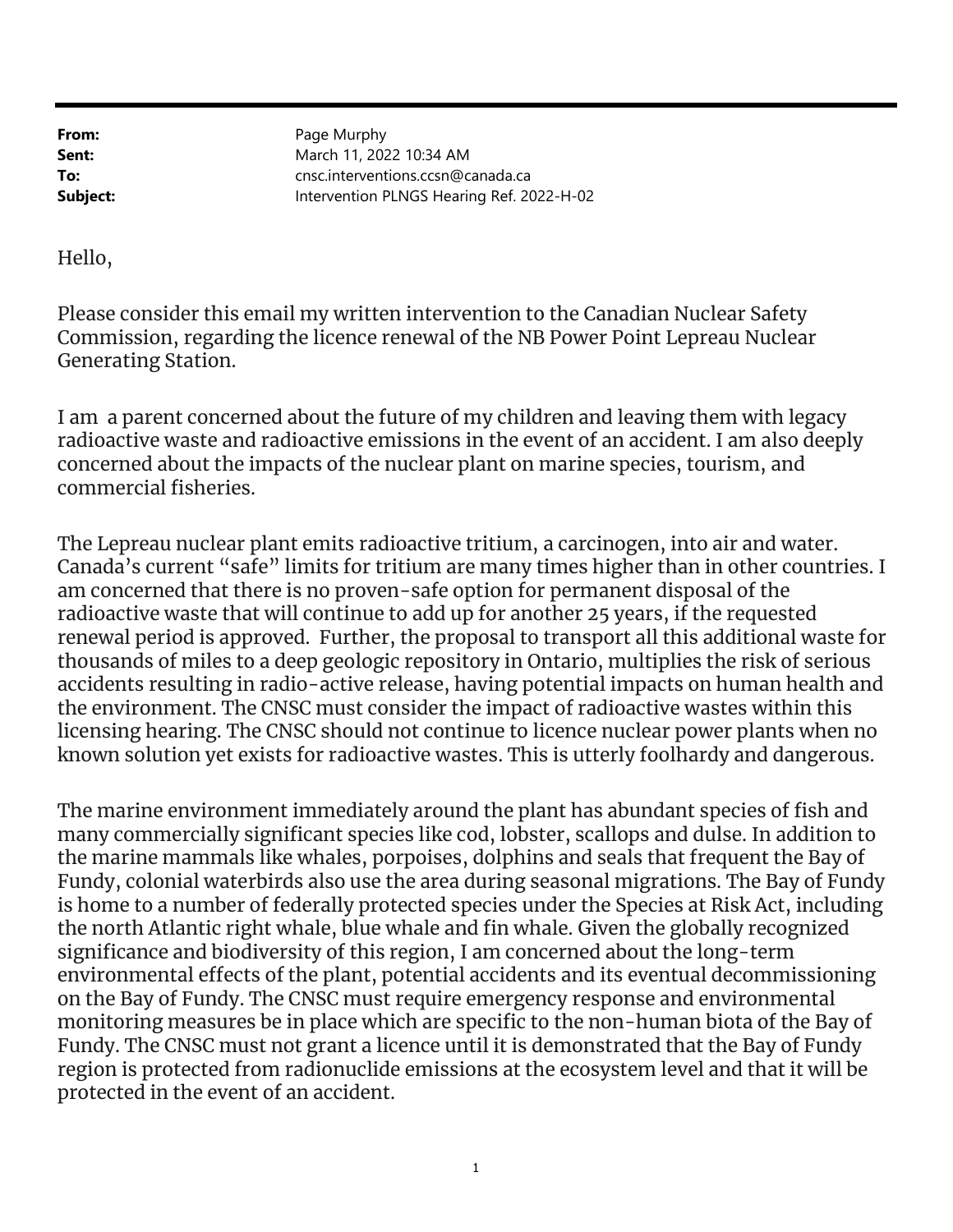**From:** Page Murphy
**Sent:** March 11, 2022 10:34 AM
**To:** cnsc.interventions.ccsn@canada.ca
**Subject:** Intervention PLNGS Hearing Ref. 2022-H-02

Hello,

Please consider this email my written intervention to the Canadian Nuclear Safety Commission, regarding the licence renewal of the NB Power Point Lepreau Nuclear Generating Station.

I am a parent concerned about the future of my children and leaving them with legacy radioactive waste and radioactive emissions in the event of an accident. I am also deeply concerned about the impacts of the nuclear plant on marine species, tourism, and commercial fisheries.

The Lepreau nuclear plant emits radioactive tritium, a carcinogen, into air and water. Canada's current "safe" limits for tritium are many times higher than in other countries. I am concerned that there is no proven-safe option for permanent disposal of the radioactive waste that will continue to add up for another 25 years, if the requested renewal period is approved. Further, the proposal to transport all this additional waste for thousands of miles to a deep geologic repository in Ontario, multiplies the risk of serious accidents resulting in radio-active release, having potential impacts on human health and the environment. The CNSC must consider the impact of radioactive wastes within this licensing hearing. The CNSC should not continue to licence nuclear power plants when no known solution yet exists for radioactive wastes. This is utterly foolhardy and dangerous.

The marine environment immediately around the plant has abundant species of fish and many commercially significant species like cod, lobster, scallops and dulse. In addition to the marine mammals like whales, porpoises, dolphins and seals that frequent the Bay of Fundy, colonial waterbirds also use the area during seasonal migrations. The Bay of Fundy is home to a number of federally protected species under the Species at Risk Act, including the north Atlantic right whale, blue whale and fin whale. Given the globally recognized significance and biodiversity of this region, I am concerned about the long-term environmental effects of the plant, potential accidents and its eventual decommissioning on the Bay of Fundy. The CNSC must require emergency response and environmental monitoring measures be in place which are specific to the non-human biota of the Bay of Fundy. The CNSC must not grant a licence until it is demonstrated that the Bay of Fundy region is protected from radionuclide emissions at the ecosystem level and that it will be protected in the event of an accident.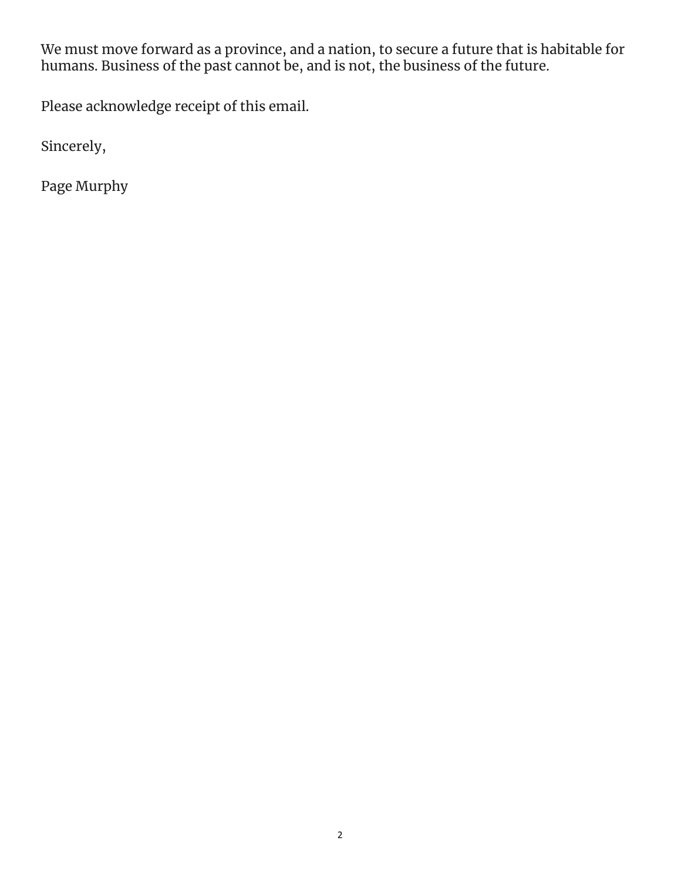We must move forward as a province, and a nation, to secure a future that is habitable for humans. Business of the past cannot be, and is not, the business of the future.

Please acknowledge receipt of this email.

Sincerely,

Page Murphy